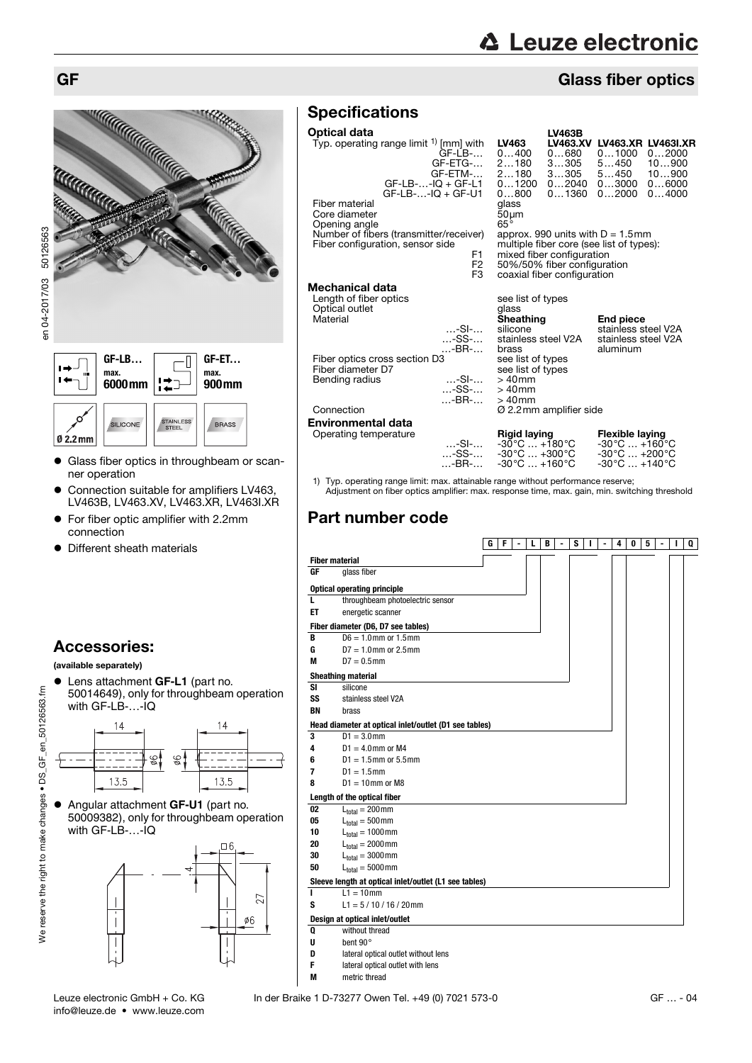# GF

## Glass fiber optics

| GF-LB… max. 6000mm | GF-ET… max. 900mm |
|---|---|

Ø 2.2mm · SILICONE · STAINLESS STEEL · BRASS

- Glass fiber optics in throughbeam or scanner operation
- Connection suitable for amplifiers LV463, LV463B, LV463.XV, LV463.XR, LV463I.XR
- For fiber optic amplifier with 2.2mm connection
- Different sheath materials

## Accessories:

**(available separately)**

- Lens attachment **GF-L1** (part no. 50014649), only for throughbeam operation with GF-LB-…-IQ
- Angular attachment **GF-U1** (part no. 50009382), only for throughbeam operation with GF-LB-…-IQ

## Specifications

**Optical data**

| Typ. operating range limit [1] [mm] with | LV463 | LV463B LV463.XV | LV463.XR | LV463I.XR |
|---|---|---|---|---|
| GF-LB-… | 0…400 | 0…680 | 0…1000 | 0…2000 |
| GF-ETG-… | 2…180 | 3…305 | 5…450 | 10…900 |
| GF-ETM-… | 2…180 | 3…305 | 5…450 | 10…900 |
| GF-LB-…-IQ + GF-L1 | 0…1200 | 0…2040 | 0…3000 | 0…6000 |
| GF-LB-…-IQ + GF-U1 | 0…800 | 0…1360 | 0…2000 | 0…4000 |

| | |
|---|---|
| Fiber material | glass |
| Core diameter | 50µm |
| Opening angle | 65° |
| Number of fibers (transmitter/receiver) | approx. 990 units with D = 1.5mm |
| Fiber configuration, sensor side | multiple fiber core (see list of types): |
| F1 | mixed fiber configuration |
| F2 | 50%/50% fiber configuration |
| F3 | coaxial fiber configuration |

**Mechanical data**

| | | |
|---|---|---|
| Length of fiber optics | see list of types | |
| Optical outlet | glass | |
| Material | **Sheathing** | **End piece** |
| …-SI-… | silicone | stainless steel V2A |
| …-SS-… | stainless steel V2A | stainless steel V2A |
| …-BR-… | brass | aluminum |
| Fiber optics cross section D3 | see list of types | |
| Fiber diameter D7 | see list of types | |
| Bending radius …-SI-… | > 40mm | |
| …-SS-… | > 40mm | |
| …-BR-… | > 40mm | |
| Connection | Ø 2.2mm amplifier side | |

**Environmental data**

| Operating temperature | **Rigid laying** | **Flexible laying** |
|---|---|---|
| …-SI-… | -30°C … +180°C | -30°C … +160°C |
| …-SS-… | -30°C … +300°C | -30°C … +200°C |
| …-BR-… | -30°C … +160°C | -30°C … +140°C |

1) Typ. operating range limit: max. attainable range without performance reserve;
Adjustment on fiber optics amplifier: max. response time, max. gain, min. switching threshold

## Part number code

Example: G F - L B - S I - 4 0 5 - I Q

**Fiber material**

| | |
|---|---|
| GF | glass fiber |

**Optical operating principle**

| | |
|---|---|
| L | throughbeam photoelectric sensor |
| ET | energetic scanner |

**Fiber diameter (D6, D7 see tables)**

| | |
|---|---|
| B | D6 = 1.0mm or 1.5mm |
| G | D7 = 1.0mm or 2.5mm |
| M | D7 = 0.5mm |

**Sheathing material**

| | |
|---|---|
| SI | silicone |
| SS | stainless steel V2A |
| BN | brass |

**Head diameter at optical inlet/outlet (D1 see tables)**

| | |
|---|---|
| 3 | D1 = 3.0mm |
| 4 | D1 = 4.0mm or M4 |
| 6 | D1 = 1.5mm or 5.5mm |
| 7 | D1 = 1.5mm |
| 8 | D1 = 10mm or M8 |

**Length of the optical fiber**

| | |
|---|---|
| 02 | $L_{total}$ = 200mm |
| 05 | $L_{total}$ = 500mm |
| 10 | $L_{total}$ = 1000mm |
| 20 | $L_{total}$ = 2000mm |
| 30 | $L_{total}$ = 3000mm |
| 50 | $L_{total}$ = 5000mm |

**Sleeve length at optical inlet/outlet (L1 see tables)**

| | |
|---|---|
| I | L1 = 10mm |
| S | L1 = 5 / 10 / 16 / 20mm |

**Design at optical inlet/outlet**

| | |
|---|---|
| Q | without thread |
| U | bent 90° |
| D | lateral optical outlet without lens |
| F | lateral optical outlet with lens |
| M | metric thread |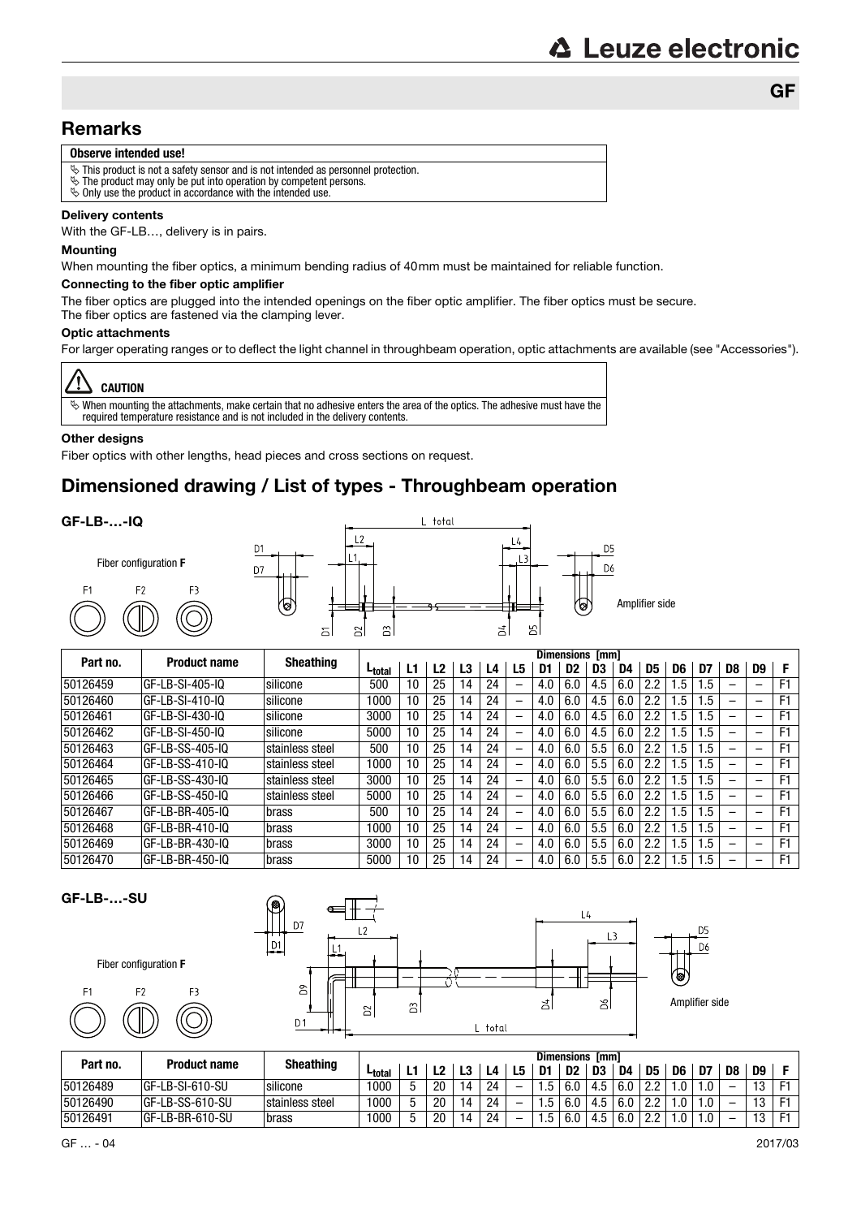## GF

## Remarks

**Observe intended use!**

- ↳ This product is not a safety sensor and is not intended as personnel protection.
- ↳ The product may only be put into operation by competent persons.
- ↳ Only use the product in accordance with the intended use.

**Delivery contents**

With the GF-LB…, delivery is in pairs.

**Mounting**

When mounting the fiber optics, a minimum bending radius of 40mm must be maintained for reliable function.

**Connecting to the fiber optic amplifier**

The fiber optics are plugged into the intended openings on the fiber optic amplifier. The fiber optics must be secure.
The fiber optics are fastened via the clamping lever.

**Optic attachments**

For larger operating ranges or to deflect the light channel in throughbeam operation, optic attachments are available (see "Accessories").

**CAUTION**

↳ When mounting the attachments, make certain that no adhesive enters the area of the optics. The adhesive must have the required temperature resistance and is not included in the delivery contents.

**Other designs**

Fiber optics with other lengths, head pieces and cross sections on request.

## Dimensioned drawing / List of types - Throughbeam operation

### GF-LB-…-IQ

Fiber configuration **F**

F1 F2 F3

Amplifier side

| Part no. | Product name | Sheathing | Dimensions [mm] | | | | | | | | | | | | | | | |
|---|---|---|---|---|---|---|---|---|---|---|---|---|---|---|---|---|---|---|
| | | | $L_{total}$ | L1 | L2 | L3 | L4 | L5 | D1 | D2 | D3 | D4 | D5 | D6 | D7 | D8 | D9 | F |
| 50126459 | GF-LB-SI-405-IQ | silicone | 500 | 10 | 25 | 14 | 24 | – | 4.0 | 6.0 | 4.5 | 6.0 | 2.2 | 1.5 | 1.5 | – | – | F1 |
| 50126460 | GF-LB-SI-410-IQ | silicone | 1000 | 10 | 25 | 14 | 24 | – | 4.0 | 6.0 | 4.5 | 6.0 | 2.2 | 1.5 | 1.5 | – | – | F1 |
| 50126461 | GF-LB-SI-430-IQ | silicone | 3000 | 10 | 25 | 14 | 24 | – | 4.0 | 6.0 | 4.5 | 6.0 | 2.2 | 1.5 | 1.5 | – | – | F1 |
| 50126462 | GF-LB-SI-450-IQ | silicone | 5000 | 10 | 25 | 14 | 24 | – | 4.0 | 6.0 | 4.5 | 6.0 | 2.2 | 1.5 | 1.5 | – | – | F1 |
| 50126463 | GF-LB-SS-405-IQ | stainless steel | 500 | 10 | 25 | 14 | 24 | – | 4.0 | 6.0 | 5.5 | 6.0 | 2.2 | 1.5 | 1.5 | – | – | F1 |
| 50126464 | GF-LB-SS-410-IQ | stainless steel | 1000 | 10 | 25 | 14 | 24 | – | 4.0 | 6.0 | 5.5 | 6.0 | 2.2 | 1.5 | 1.5 | – | – | F1 |
| 50126465 | GF-LB-SS-430-IQ | stainless steel | 3000 | 10 | 25 | 14 | 24 | – | 4.0 | 6.0 | 5.5 | 6.0 | 2.2 | 1.5 | 1.5 | – | – | F1 |
| 50126466 | GF-LB-SS-450-IQ | stainless steel | 5000 | 10 | 25 | 14 | 24 | – | 4.0 | 6.0 | 5.5 | 6.0 | 2.2 | 1.5 | 1.5 | – | – | F1 |
| 50126467 | GF-LB-BR-405-IQ | brass | 500 | 10 | 25 | 14 | 24 | – | 4.0 | 6.0 | 5.5 | 6.0 | 2.2 | 1.5 | 1.5 | – | – | F1 |
| 50126468 | GF-LB-BR-410-IQ | brass | 1000 | 10 | 25 | 14 | 24 | – | 4.0 | 6.0 | 5.5 | 6.0 | 2.2 | 1.5 | 1.5 | – | – | F1 |
| 50126469 | GF-LB-BR-430-IQ | brass | 3000 | 10 | 25 | 14 | 24 | – | 4.0 | 6.0 | 5.5 | 6.0 | 2.2 | 1.5 | 1.5 | – | – | F1 |
| 50126470 | GF-LB-BR-450-IQ | brass | 5000 | 10 | 25 | 14 | 24 | – | 4.0 | 6.0 | 5.5 | 6.0 | 2.2 | 1.5 | 1.5 | – | – | F1 |

### GF-LB-…-SU

Fiber configuration **F**

F1 F2 F3

Amplifier side

| Part no. | Product name | Sheathing | Dimensions [mm] | | | | | | | | | | | | | | | |
|---|---|---|---|---|---|---|---|---|---|---|---|---|---|---|---|---|---|---|
| | | | $L_{total}$ | L1 | L2 | L3 | L4 | L5 | D1 | D2 | D3 | D4 | D5 | D6 | D7 | D8 | D9 | F |
| 50126489 | GF-LB-SI-610-SU | silicone | 1000 | 5 | 20 | 14 | 24 | – | 1.5 | 6.0 | 4.5 | 6.0 | 2.2 | 1.0 | 1.0 | – | 13 | F1 |
| 50126490 | GF-LB-SS-610-SU | stainless steel | 1000 | 5 | 20 | 14 | 24 | – | 1.5 | 6.0 | 4.5 | 6.0 | 2.2 | 1.0 | 1.0 | – | 13 | F1 |
| 50126491 | GF-LB-BR-610-SU | brass | 1000 | 5 | 20 | 14 | 24 | – | 1.5 | 6.0 | 4.5 | 6.0 | 2.2 | 1.0 | 1.0 | – | 13 | F1 |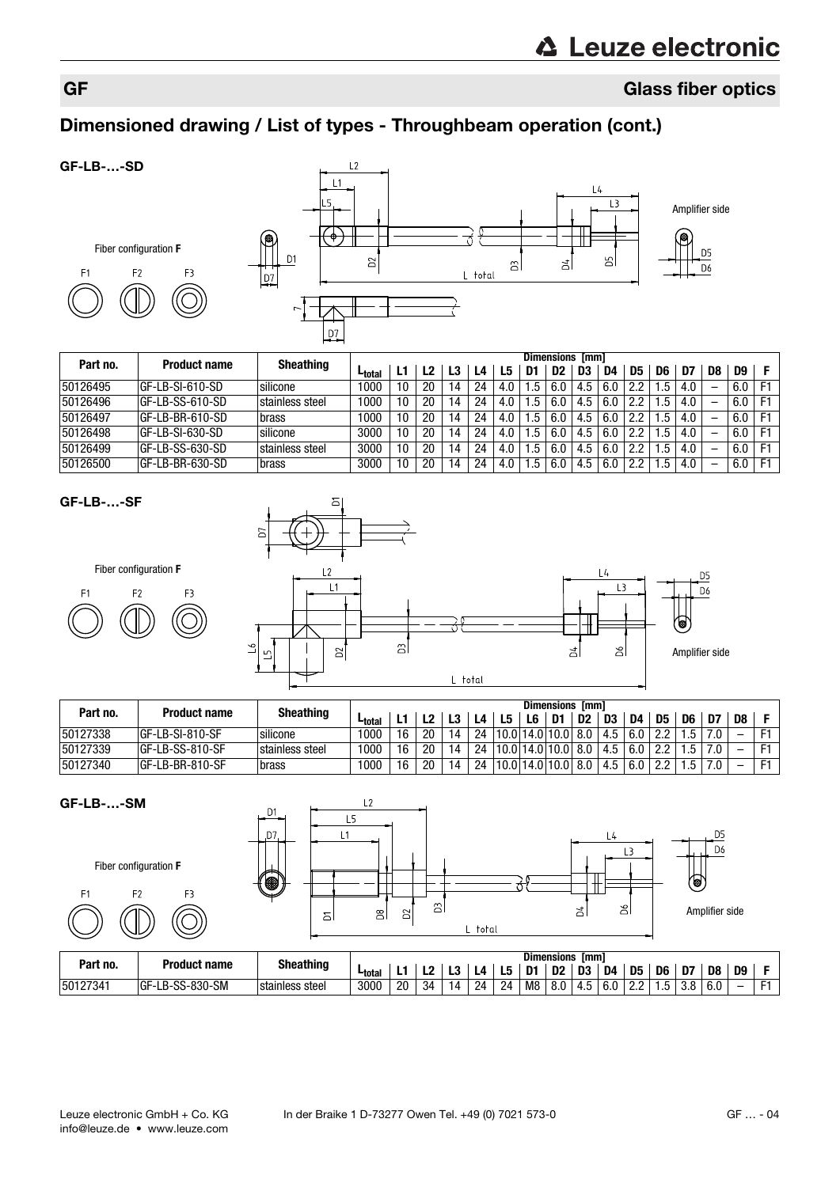## GF Glass fiber optics

## Dimensioned drawing / List of types - Throughbeam operation (cont.)

### GF-LB-…-SD

Fiber configuration **F**

F1 F2 F3

Amplifier side

| Part no. | Product name | Sheathing | Dimensions [mm] | | | | | | | | | | | | | | | |
|---|---|---|---|---|---|---|---|---|---|---|---|---|---|---|---|---|---|---|
| | | | $L_{total}$ | L1 | L2 | L3 | L4 | L5 | D1 | D2 | D3 | D4 | D5 | D6 | D7 | D8 | D9 | F |
| 50126495 | GF-LB-SI-610-SD | silicone | 1000 | 10 | 20 | 14 | 24 | 4.0 | 1.5 | 6.0 | 4.5 | 6.0 | 2.2 | 1.5 | 4.0 | – | 6.0 | F1 |
| 50126496 | GF-LB-SS-610-SD | stainless steel | 1000 | 10 | 20 | 14 | 24 | 4.0 | 1.5 | 6.0 | 4.5 | 6.0 | 2.2 | 1.5 | 4.0 | – | 6.0 | F1 |
| 50126497 | GF-LB-BR-610-SD | brass | 1000 | 10 | 20 | 14 | 24 | 4.0 | 1.5 | 6.0 | 4.5 | 6.0 | 2.2 | 1.5 | 4.0 | – | 6.0 | F1 |
| 50126498 | GF-LB-SI-630-SD | silicone | 3000 | 10 | 20 | 14 | 24 | 4.0 | 1.5 | 6.0 | 4.5 | 6.0 | 2.2 | 1.5 | 4.0 | – | 6.0 | F1 |
| 50126499 | GF-LB-SS-630-SD | stainless steel | 3000 | 10 | 20 | 14 | 24 | 4.0 | 1.5 | 6.0 | 4.5 | 6.0 | 2.2 | 1.5 | 4.0 | – | 6.0 | F1 |
| 50126500 | GF-LB-BR-630-SD | brass | 3000 | 10 | 20 | 14 | 24 | 4.0 | 1.5 | 6.0 | 4.5 | 6.0 | 2.2 | 1.5 | 4.0 | – | 6.0 | F1 |

### GF-LB-…-SF

Fiber configuration **F**

F1 F2 F3

Amplifier side

| Part no. | Product name | Sheathing | Dimensions [mm] | | | | | | | | | | | | | | | |
|---|---|---|---|---|---|---|---|---|---|---|---|---|---|---|---|---|---|---|
| | | | $L_{total}$ | L1 | L2 | L3 | L4 | L5 | L6 | D1 | D2 | D3 | D4 | D5 | D6 | D7 | D8 | F |
| 50127338 | GF-LB-SI-810-SF | silicone | 1000 | 16 | 20 | 14 | 24 | 10.0 | 14.0 | 10.0 | 8.0 | 4.5 | 6.0 | 2.2 | 1.5 | 7.0 | – | F1 |
| 50127339 | GF-LB-SS-810-SF | stainless steel | 1000 | 16 | 20 | 14 | 24 | 10.0 | 14.0 | 10.0 | 8.0 | 4.5 | 6.0 | 2.2 | 1.5 | 7.0 | – | F1 |
| 50127340 | GF-LB-BR-810-SF | brass | 1000 | 16 | 20 | 14 | 24 | 10.0 | 14.0 | 10.0 | 8.0 | 4.5 | 6.0 | 2.2 | 1.5 | 7.0 | – | F1 |

### GF-LB-…-SM

Fiber configuration **F**

F1 F2 F3

Amplifier side

| Part no. | Product name | Sheathing | Dimensions [mm] | | | | | | | | | | | | | | | |
|---|---|---|---|---|---|---|---|---|---|---|---|---|---|---|---|---|---|---|
| | | | $L_{total}$ | L1 | L2 | L3 | L4 | L5 | D1 | D2 | D3 | D4 | D5 | D6 | D7 | D8 | D9 | F |
| 50127341 | GF-LB-SS-830-SM | stainless steel | 3000 | 20 | 34 | 14 | 24 | 24 | M8 | 8.0 | 4.5 | 6.0 | 2.2 | 1.5 | 3.8 | 6.0 | – | F1 |

Leuze electronic GmbH + Co. KG    In der Braike 1 D-73277 Owen Tel. +49 (0) 7021 573-0
info@leuze.de • www.leuze.com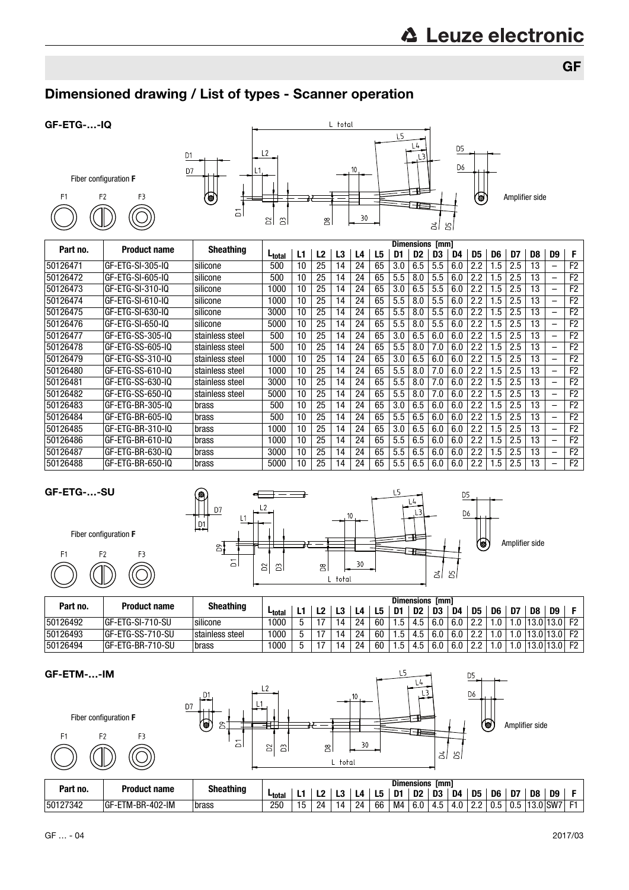## GF

## Dimensioned drawing / List of types - Scanner operation

### GF-ETG-…-IQ

Fiber configuration **F**

F1 F2 F3

L total, L1, L2, L3, L4, L5, D1, D2, D3, D4, D5, D6, D7, D8, 10, 30

Amplifier side

| Part no. | Product name | Sheathing | Dimensions [mm] | | | | | | | | | | | | | | | |
|---|---|---|---|---|---|---|---|---|---|---|---|---|---|---|---|---|---|---|
| | | | $L_{total}$ | L1 | L2 | L3 | L4 | L5 | D1 | D2 | D3 | D4 | D5 | D6 | D7 | D8 | D9 | F |
| 50126471 | GF-ETG-SI-305-IQ | silicone | 500 | 10 | 25 | 14 | 24 | 65 | 3.0 | 6.5 | 5.5 | 6.0 | 2.2 | 1.5 | 2.5 | 13 | – | F2 |
| 50126472 | GF-ETG-SI-605-IQ | silicone | 500 | 10 | 25 | 14 | 24 | 65 | 5.5 | 8.0 | 5.5 | 6.0 | 2.2 | 1.5 | 2.5 | 13 | – | F2 |
| 50126473 | GF-ETG-SI-310-IQ | silicone | 1000 | 10 | 25 | 14 | 24 | 65 | 3.0 | 6.5 | 5.5 | 6.0 | 2.2 | 1.5 | 2.5 | 13 | – | F2 |
| 50126474 | GF-ETG-SI-610-IQ | silicone | 1000 | 10 | 25 | 14 | 24 | 65 | 5.5 | 8.0 | 5.5 | 6.0 | 2.2 | 1.5 | 2.5 | 13 | – | F2 |
| 50126475 | GF-ETG-SI-630-IQ | silicone | 3000 | 10 | 25 | 14 | 24 | 65 | 5.5 | 8.0 | 5.5 | 6.0 | 2.2 | 1.5 | 2.5 | 13 | – | F2 |
| 50126476 | GF-ETG-SI-650-IQ | silicone | 5000 | 10 | 25 | 14 | 24 | 65 | 5.5 | 8.0 | 5.5 | 6.0 | 2.2 | 1.5 | 2.5 | 13 | – | F2 |
| 50126477 | GF-ETG-SS-305-IQ | stainless steel | 500 | 10 | 25 | 14 | 24 | 65 | 3.0 | 6.5 | 6.0 | 6.0 | 2.2 | 1.5 | 2.5 | 13 | – | F2 |
| 50126478 | GF-ETG-SS-605-IQ | stainless steel | 500 | 10 | 25 | 14 | 24 | 65 | 5.5 | 8.0 | 7.0 | 6.0 | 2.2 | 1.5 | 2.5 | 13 | – | F2 |
| 50126479 | GF-ETG-SS-310-IQ | stainless steel | 1000 | 10 | 25 | 14 | 24 | 65 | 3.0 | 6.5 | 6.0 | 6.0 | 2.2 | 1.5 | 2.5 | 13 | – | F2 |
| 50126480 | GF-ETG-SS-610-IQ | stainless steel | 1000 | 10 | 25 | 14 | 24 | 65 | 5.5 | 8.0 | 7.0 | 6.0 | 2.2 | 1.5 | 2.5 | 13 | – | F2 |
| 50126481 | GF-ETG-SS-630-IQ | stainless steel | 3000 | 10 | 25 | 14 | 24 | 65 | 5.5 | 8.0 | 7.0 | 6.0 | 2.2 | 1.5 | 2.5 | 13 | – | F2 |
| 50126482 | GF-ETG-SS-650-IQ | stainless steel | 5000 | 10 | 25 | 14 | 24 | 65 | 5.5 | 8.0 | 7.0 | 6.0 | 2.2 | 1.5 | 2.5 | 13 | – | F2 |
| 50126483 | GF-ETG-BR-305-IQ | brass | 500 | 10 | 25 | 14 | 24 | 65 | 3.0 | 6.5 | 6.0 | 6.0 | 2.2 | 1.5 | 2.5 | 13 | – | F2 |
| 50126484 | GF-ETG-BR-605-IQ | brass | 500 | 10 | 25 | 14 | 24 | 65 | 5.5 | 6.5 | 6.0 | 6.0 | 2.2 | 1.5 | 2.5 | 13 | – | F2 |
| 50126485 | GF-ETG-BR-310-IQ | brass | 1000 | 10 | 25 | 14 | 24 | 65 | 3.0 | 6.5 | 6.0 | 6.0 | 2.2 | 1.5 | 2.5 | 13 | – | F2 |
| 50126486 | GF-ETG-BR-610-IQ | brass | 1000 | 10 | 25 | 14 | 24 | 65 | 5.5 | 6.5 | 6.0 | 6.0 | 2.2 | 1.5 | 2.5 | 13 | – | F2 |
| 50126487 | GF-ETG-BR-630-IQ | brass | 3000 | 10 | 25 | 14 | 24 | 65 | 5.5 | 6.5 | 6.0 | 6.0 | 2.2 | 1.5 | 2.5 | 13 | – | F2 |
| 50126488 | GF-ETG-BR-650-IQ | brass | 5000 | 10 | 25 | 14 | 24 | 65 | 5.5 | 6.5 | 6.0 | 6.0 | 2.2 | 1.5 | 2.5 | 13 | – | F2 |

### GF-ETG-…-SU

Fiber configuration **F**

F1 F2 F3

L total, L1, L2, L3, L4, L5, D1, D2, D3, D4, D5, D6, D7, D8, D9, 10, 30

Amplifier side

| Part no. | Product name | Sheathing | Dimensions [mm] | | | | | | | | | | | | | | | |
|---|---|---|---|---|---|---|---|---|---|---|---|---|---|---|---|---|---|---|
| | | | $L_{total}$ | L1 | L2 | L3 | L4 | L5 | D1 | D2 | D3 | D4 | D5 | D6 | D7 | D8 | D9 | F |
| 50126492 | GF-ETG-SI-710-SU | silicone | 1000 | 5 | 17 | 14 | 24 | 60 | 1.5 | 4.5 | 6.0 | 6.0 | 2.2 | 1.0 | 1.0 | 13.0 | 13.0 | F2 |
| 50126493 | GF-ETG-SS-710-SU | stainless steel | 1000 | 5 | 17 | 14 | 24 | 60 | 1.5 | 4.5 | 6.0 | 6.0 | 2.2 | 1.0 | 1.0 | 13.0 | 13.0 | F2 |
| 50126494 | GF-ETG-BR-710-SU | brass | 1000 | 5 | 17 | 14 | 24 | 60 | 1.5 | 4.5 | 6.0 | 6.0 | 2.2 | 1.0 | 1.0 | 13.0 | 13.0 | F2 |

### GF-ETM-…-IM

Fiber configuration **F**

F1 F2 F3

L total, L1, L2, L3, L4, L5, D1, D2, D3, D4, D5, D6, D7, D8, D9, 10, 30

Amplifier side

| Part no. | Product name | Sheathing | Dimensions [mm] | | | | | | | | | | | | | | | |
|---|---|---|---|---|---|---|---|---|---|---|---|---|---|---|---|---|---|---|
| | | | $L_{total}$ | L1 | L2 | L3 | L4 | L5 | D1 | D2 | D3 | D4 | D5 | D6 | D7 | D8 | D9 | F |
| 50127342 | GF-ETM-BR-402-IM | brass | 250 | 15 | 24 | 14 | 24 | 66 | M4 | 6.0 | 4.5 | 4.0 | 2.2 | 0.5 | 0.5 | 13.0 | SW7 | F1 |